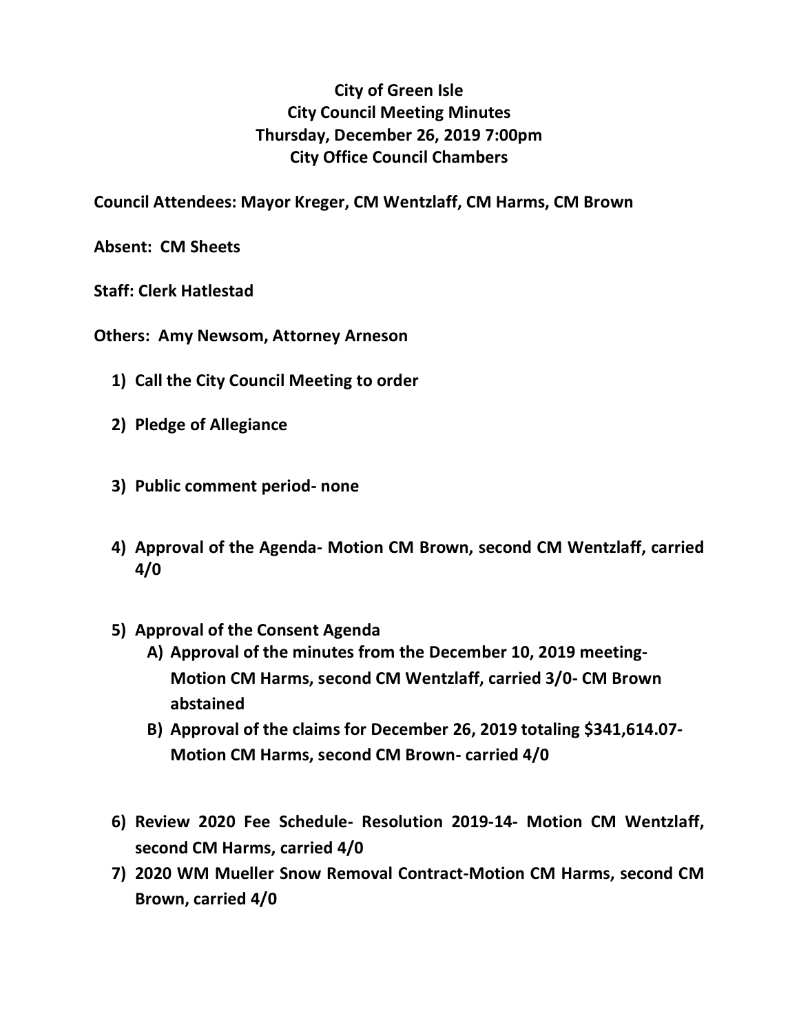# City of Green Isle
## City Council Meeting Minutes
## Thursday, December 26, 2019 7:00pm
## City Office Council Chambers

**Council Attendees: Mayor Kreger, CM Wentzlaff, CM Harms, CM Brown**

**Absent: CM Sheets**

**Staff: Clerk Hatlestad**

**Others: Amy Newsom, Attorney Arneson**

1) **Call the City Council Meeting to order**

2) **Pledge of Allegiance**

3) **Public comment period- none**

4) **Approval of the Agenda- Motion CM Brown, second CM Wentzlaff, carried 4/0**

5) **Approval of the Consent Agenda**
   - A) **Approval of the minutes from the December 10, 2019 meeting- Motion CM Harms, second CM Wentzlaff, carried 3/0- CM Brown abstained**
   - B) **Approval of the claims for December 26, 2019 totaling $341,614.07- Motion CM Harms, second CM Brown- carried 4/0**

6) **Review 2020 Fee Schedule- Resolution 2019-14- Motion CM Wentzlaff, second CM Harms, carried 4/0**

7) **2020 WM Mueller Snow Removal Contract-Motion CM Harms, second CM Brown, carried 4/0**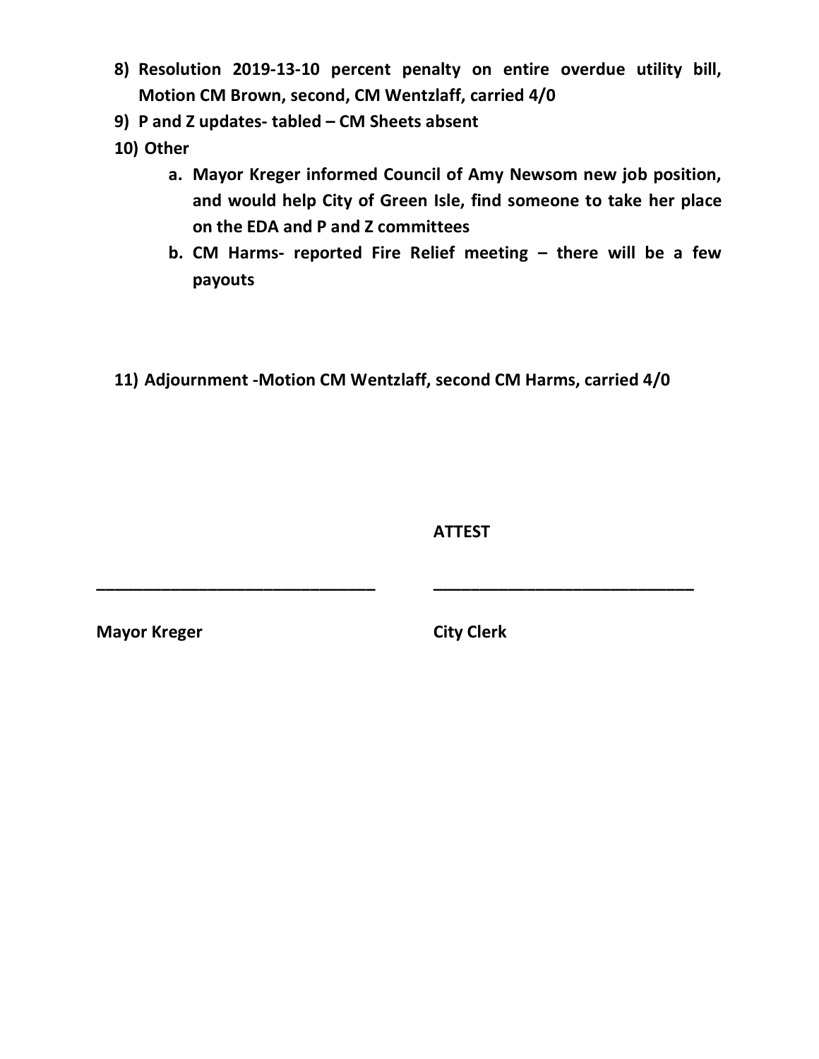8) **Resolution 2019-13-10 percent penalty on entire overdue utility bill, Motion CM Brown, second, CM Wentzlaff, carried 4/0**
9) **P and Z updates- tabled – CM Sheets absent**
10) **Other**
    a. **Mayor Kreger informed Council of Amy Newsom new job position, and would help City of Green Isle, find someone to take her place on the EDA and P and Z committees**
    b. **CM Harms- reported Fire Relief meeting – there will be a few payouts**

11) **Adjournment -Motion CM Wentzlaff, second CM Harms, carried 4/0**

**ATTEST**

\_\_\_\_\_\_\_\_\_\_\_\_\_\_\_\_\_\_\_\_\_\_\_\_\_\_\_\_\_\_ \_\_\_\_\_\_\_\_\_\_\_\_\_\_\_\_\_\_\_\_\_\_\_\_\_\_\_\_\_\_

**Mayor Kreger** **City Clerk**